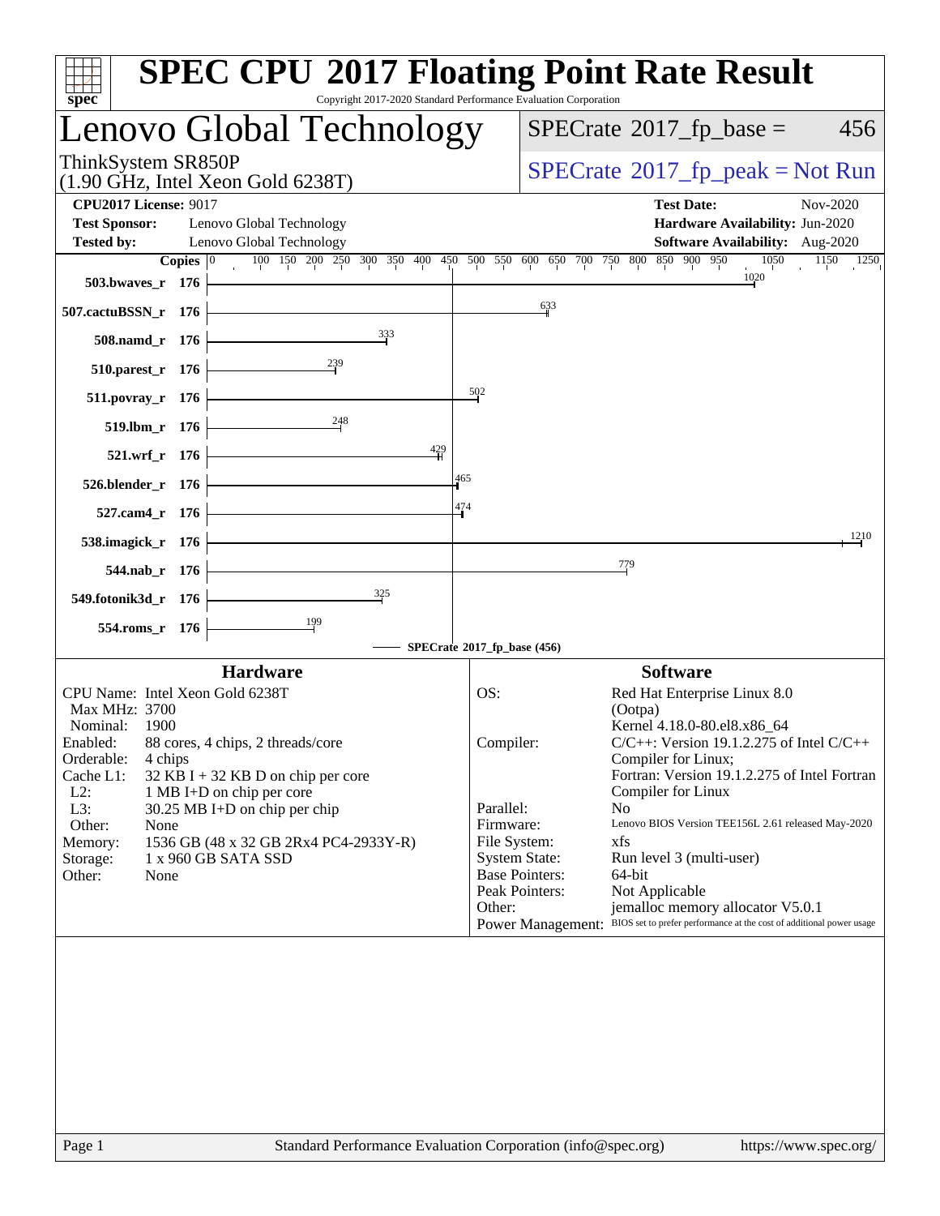# SPEC CPU 2017 Floating Point Rate Result

Copyright 2017-2020 Standard Performance Evaluation Corporation

## Lenovo Global Technology

ThinkSystem SR850P
(1.90 GHz, Intel Xeon Gold 6238T)

SPECrate 2017_fp_base = 456

SPECrate 2017_fp_peak = Not Run

**CPU2017 License:** 9017
**Test Sponsor:** Lenovo Global Technology
**Tested by:** Lenovo Global Technology
**Test Date:** Nov-2020
**Hardware Availability:** Jun-2020
**Software Availability:** Aug-2020

| Benchmark | Copies | SPECrate 2017_fp_base |
|---|---|---|
| 503.bwaves_r | 176 | 1020 |
| 507.cactuBSSN_r | 176 | 633 |
| 508.namd_r | 176 | 333 |
| 510.parest_r | 176 | 239 |
| 511.povray_r | 176 | 502 |
| 519.lbm_r | 176 | 248 |
| 521.wrf_r | 176 | 429 |
| 526.blender_r | 176 | 465 |
| 527.cam4_r | 176 | 474 |
| 538.imagick_r | 176 | 1210 |
| 544.nab_r | 176 | 779 |
| 549.fotonik3d_r | 176 | 325 |
| 554.roms_r | 176 | 199 |

SPECrate 2017_fp_base (456)

### Hardware

| | |
|---|---|
| CPU Name: | Intel Xeon Gold 6238T |
| Max MHz: | 3700 |
| Nominal: | 1900 |
| Enabled: | 88 cores, 4 chips, 2 threads/core |
| Orderable: | 4 chips |
| Cache L1: | 32 KB I + 32 KB D on chip per core |
| L2: | 1 MB I+D on chip per core |
| L3: | 30.25 MB I+D on chip per chip |
| Other: | None |
| Memory: | 1536 GB (48 x 32 GB 2Rx4 PC4-2933Y-R) |
| Storage: | 1 x 960 GB SATA SSD |
| Other: | None |

### Software

| | |
|---|---|
| OS: | Red Hat Enterprise Linux 8.0 (Ootpa) Kernel 4.18.0-80.el8.x86_64 |
| Compiler: | C/C++: Version 19.1.2.275 of Intel C/C++ Compiler for Linux; Fortran: Version 19.1.2.275 of Intel Fortran Compiler for Linux |
| Parallel: | No |
| Firmware: | Lenovo BIOS Version TEE156L 2.61 released May-2020 |
| File System: | xfs |
| System State: | Run level 3 (multi-user) |
| Base Pointers: | 64-bit |
| Peak Pointers: | Not Applicable |
| Other: | jemalloc memory allocator V5.0.1 |
| Power Management: | BIOS set to prefer performance at the cost of additional power usage |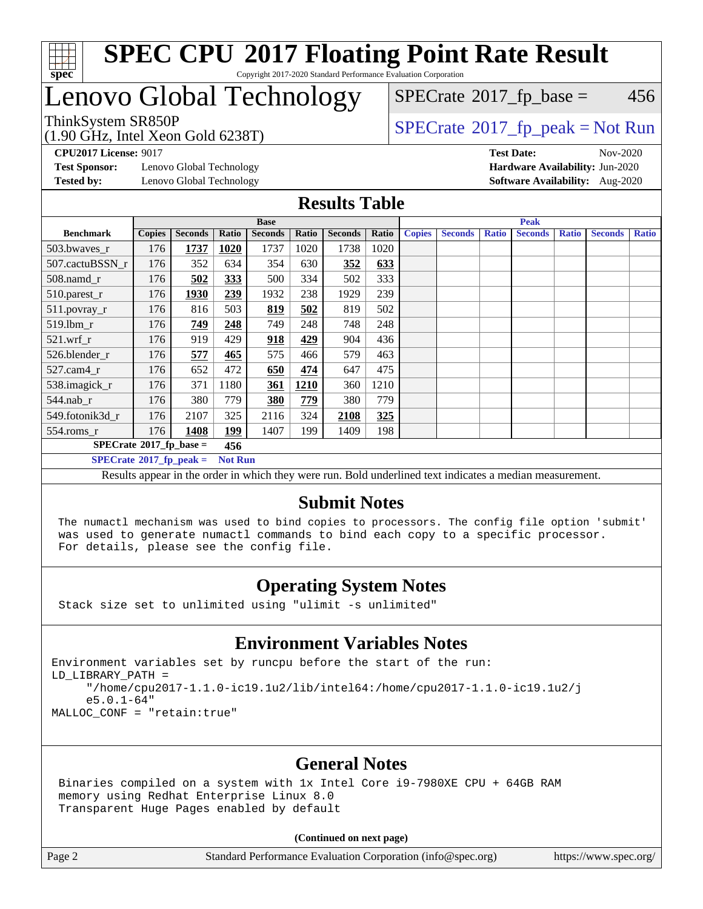# SPEC CPU 2017 Floating Point Rate Result

Copyright 2017-2020 Standard Performance Evaluation Corporation

# Lenovo Global Technology

ThinkSystem SR850P
(1.90 GHz, Intel Xeon Gold 6238T)

SPECrate 2017_fp_base = 456

SPECrate 2017_fp_peak = Not Run

**CPU2017 License:** 9017
**Test Sponsor:** Lenovo Global Technology
**Tested by:** Lenovo Global Technology

**Test Date:** Nov-2020
**Hardware Availability:** Jun-2020
**Software Availability:** Aug-2020

## Results Table

| Benchmark | Base | | | | | | | Peak | | | | | | |
|---|---|---|---|---|---|---|---|---|---|---|---|---|---|---|
| | Copies | Seconds | Ratio | Seconds | Ratio | Seconds | Ratio | Copies | Seconds | Ratio | Seconds | Ratio | Seconds | Ratio |
| 503.bwaves_r | 176 | **1737** | **1020** | 1737 | 1020 | 1738 | 1020 | | | | | | | |
| 507.cactuBSSN_r | 176 | 352 | 634 | 354 | 630 | **352** | **633** | | | | | | | |
| 508.namd_r | 176 | **502** | **333** | 500 | 334 | 502 | 333 | | | | | | | |
| 510.parest_r | 176 | **1930** | **239** | 1932 | 238 | 1929 | 239 | | | | | | | |
| 511.povray_r | 176 | 816 | 503 | **819** | **502** | 819 | 502 | | | | | | | |
| 519.lbm_r | 176 | **749** | **248** | 749 | 248 | 748 | 248 | | | | | | | |
| 521.wrf_r | 176 | 919 | 429 | **918** | **429** | 904 | 436 | | | | | | | |
| 526.blender_r | 176 | **577** | **465** | 575 | 466 | 579 | 463 | | | | | | | |
| 527.cam4_r | 176 | 652 | 472 | **650** | **474** | 647 | 475 | | | | | | | |
| 538.imagick_r | 176 | 371 | 1180 | **361** | **1210** | 360 | 1210 | | | | | | | |
| 544.nab_r | 176 | 380 | 779 | **380** | **779** | 380 | 779 | | | | | | | |
| 549.fotonik3d_r | 176 | 2107 | 325 | 2116 | 324 | **2108** | **325** | | | | | | | |
| 554.roms_r | 176 | **1408** | **199** | 1407 | 199 | 1409 | 198 | | | | | | | |

**SPECrate 2017_fp_base = 456**

**SPECrate 2017_fp_peak = Not Run**

Results appear in the order in which they were run. Bold underlined text indicates a median measurement.

## Submit Notes

The numactl mechanism was used to bind copies to processors. The config file option 'submit' was used to generate numactl commands to bind each copy to a specific processor. For details, please see the config file.

## Operating System Notes

Stack size set to unlimited using "ulimit -s unlimited"

## Environment Variables Notes

```
Environment variables set by runcpu before the start of the run:
LD_LIBRARY_PATH =
     "/home/cpu2017-1.1.0-ic19.1u2/lib/intel64:/home/cpu2017-1.1.0-ic19.1u2/j
     e5.0.1-64"
MALLOC_CONF = "retain:true"
```

## General Notes

Binaries compiled on a system with 1x Intel Core i9-7980XE CPU + 64GB RAM memory using Redhat Enterprise Linux 8.0
Transparent Huge Pages enabled by default

**(Continued on next page)**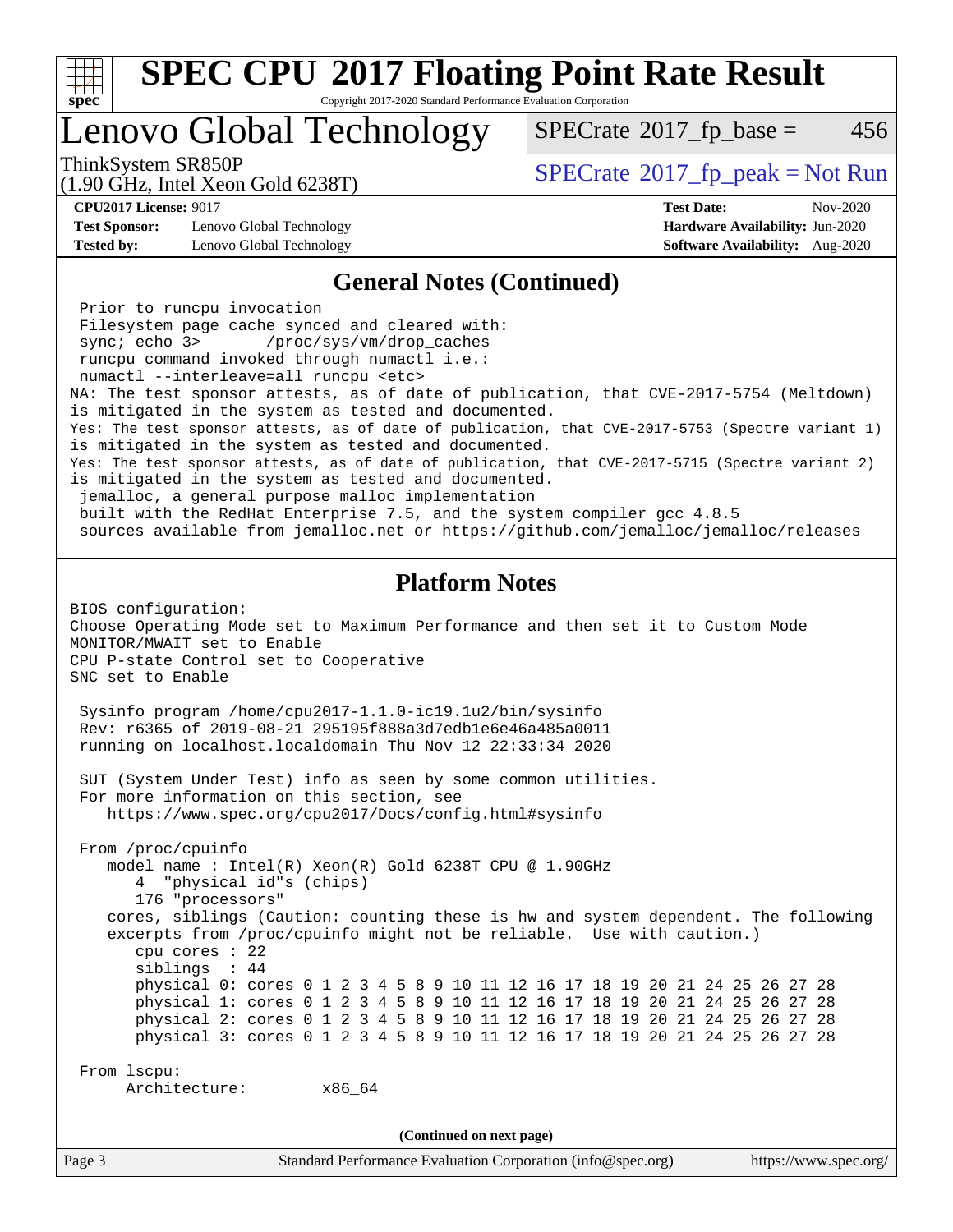## General Notes (Continued)

```
 Prior to runcpu invocation
 Filesystem page cache synced and cleared with:
 sync; echo 3>       /proc/sys/vm/drop_caches
 runcpu command invoked through numactl i.e.:
 numactl --interleave=all runcpu <etc>
NA: The test sponsor attests, as of date of publication, that CVE-2017-5754 (Meltdown)
is mitigated in the system as tested and documented.
Yes: The test sponsor attests, as of date of publication, that CVE-2017-5753 (Spectre variant 1)
is mitigated in the system as tested and documented.
Yes: The test sponsor attests, as of date of publication, that CVE-2017-5715 (Spectre variant 2)
is mitigated in the system as tested and documented.
 jemalloc, a general purpose malloc implementation
 built with the RedHat Enterprise 7.5, and the system compiler gcc 4.8.5
 sources available from jemalloc.net or https://github.com/jemalloc/jemalloc/releases
```

## Platform Notes

```
BIOS configuration:
Choose Operating Mode set to Maximum Performance and then set it to Custom Mode
MONITOR/MWAIT set to Enable
CPU P-state Control set to Cooperative
SNC set to Enable

 Sysinfo program /home/cpu2017-1.1.0-ic19.1u2/bin/sysinfo
 Rev: r6365 of 2019-08-21 295195f888a3d7edb1e6e46a485a0011
 running on localhost.localdomain Thu Nov 12 22:33:34 2020

 SUT (System Under Test) info as seen by some common utilities.
 For more information on this section, see
    https://www.spec.org/cpu2017/Docs/config.html#sysinfo

 From /proc/cpuinfo
    model name : Intel(R) Xeon(R) Gold 6238T CPU @ 1.90GHz
       4  "physical id"s (chips)
       176 "processors"
    cores, siblings (Caution: counting these is hw and system dependent. The following
    excerpts from /proc/cpuinfo might not be reliable.  Use with caution.)
       cpu cores : 22
       siblings  : 44
       physical 0: cores 0 1 2 3 4 5 8 9 10 11 12 16 17 18 19 20 21 24 25 26 27 28
       physical 1: cores 0 1 2 3 4 5 8 9 10 11 12 16 17 18 19 20 21 24 25 26 27 28
       physical 2: cores 0 1 2 3 4 5 8 9 10 11 12 16 17 18 19 20 21 24 25 26 27 28
       physical 3: cores 0 1 2 3 4 5 8 9 10 11 12 16 17 18 19 20 21 24 25 26 27 28

 From lscpu:
      Architecture:        x86_64
```

(Continued on next page)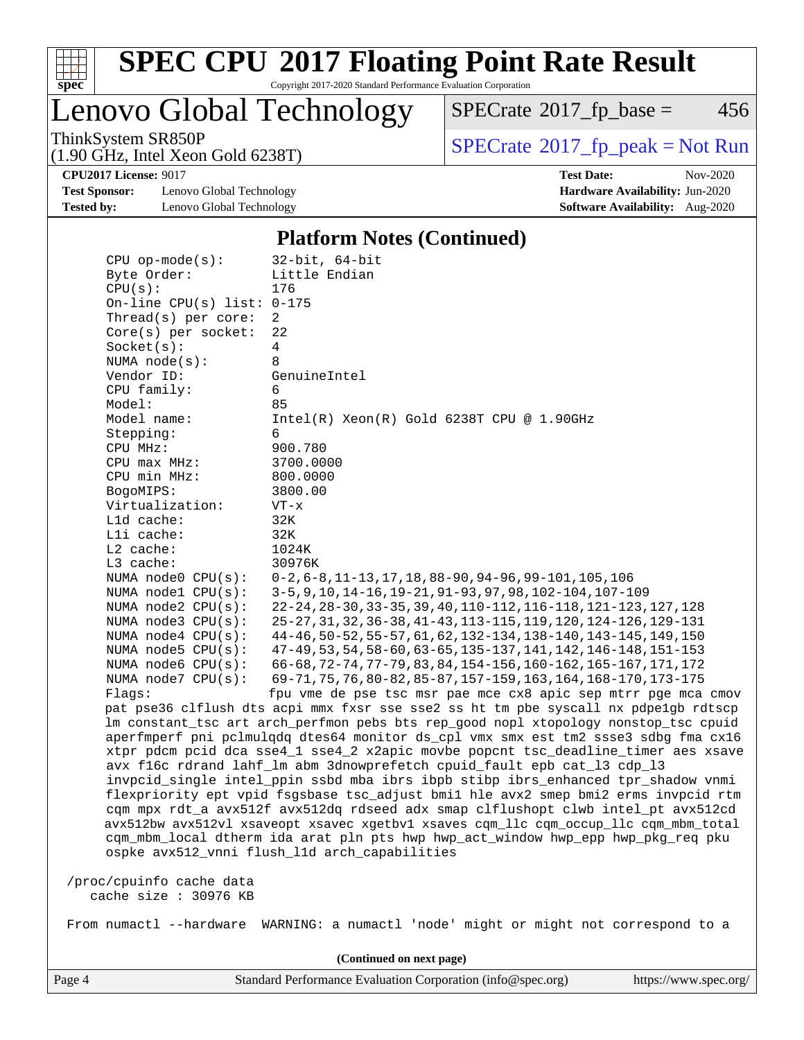## Platform Notes (Continued)

```
CPU op-mode(s):        32-bit, 64-bit
Byte Order:            Little Endian
CPU(s):                176
On-line CPU(s) list:   0-175
Thread(s) per core:    2
Core(s) per socket:    22
Socket(s):             4
NUMA node(s):          8
Vendor ID:             GenuineIntel
CPU family:            6
Model:                 85
Model name:            Intel(R) Xeon(R) Gold 6238T CPU @ 1.90GHz
Stepping:              6
CPU MHz:               900.780
CPU max MHz:           3700.0000
CPU min MHz:           800.0000
BogoMIPS:              3800.00
Virtualization:        VT-x
L1d cache:             32K
L1i cache:             32K
L2 cache:              1024K
L3 cache:              30976K
NUMA node0 CPU(s):     0-2,6-8,11-13,17,18,88-90,94-96,99-101,105,106
NUMA node1 CPU(s):     3-5,9,10,14-16,19-21,91-93,97,98,102-104,107-109
NUMA node2 CPU(s):     22-24,28-30,33-35,39,40,110-112,116-118,121-123,127,128
NUMA node3 CPU(s):     25-27,31,32,36-38,41-43,113-115,119,120,124-126,129-131
NUMA node4 CPU(s):     44-46,50-52,55-57,61,62,132-134,138-140,143-145,149,150
NUMA node5 CPU(s):     47-49,53,54,58-60,63-65,135-137,141,142,146-148,151-153
NUMA node6 CPU(s):     66-68,72-74,77-79,83,84,154-156,160-162,165-167,171,172
NUMA node7 CPU(s):     69-71,75,76,80-82,85-87,157-159,163,164,168-170,173-175
Flags:                 fpu vme de pse tsc msr pae mce cx8 apic sep mtrr pge mca cmov
pat pse36 clflush dts acpi mmx fxsr sse sse2 ss ht tm pbe syscall nx pdpe1gb rdtscp
lm constant_tsc art arch_perfmon pebs bts rep_good nopl xtopology nonstop_tsc cpuid
aperfmperf pni pclmulqdq dtes64 monitor ds_cpl vmx smx est tm2 ssse3 sdbg fma cx16
xtpr pdcm pcid dca sse4_1 sse4_2 x2apic movbe popcnt tsc_deadline_timer aes xsave
avx f16c rdrand lahf_lm abm 3dnowprefetch cpuid_fault epb cat_l3 cdp_l3
invpcid_single intel_ppin ssbd mba ibrs ibpb stibp ibrs_enhanced tpr_shadow vnmi
flexpriority ept vpid fsgsbase tsc_adjust bmi1 hle avx2 smep bmi2 erms invpcid rtm
cqm mpx rdt_a avx512f avx512dq rdseed adx smap clflushopt clwb intel_pt avx512cd
avx512bw avx512vl xsaveopt xsavec xgetbv1 xsaves cqm_llc cqm_occup_llc cqm_mbm_total
cqm_mbm_local dtherm ida arat pln pts hwp hwp_act_window hwp_epp hwp_pkg_req pku
ospke avx512_vnni flush_l1d arch_capabilities

/proc/cpuinfo cache data
   cache size : 30976 KB

From numactl --hardware  WARNING: a numactl 'node' might or might not correspond to a
```

**(Continued on next page)**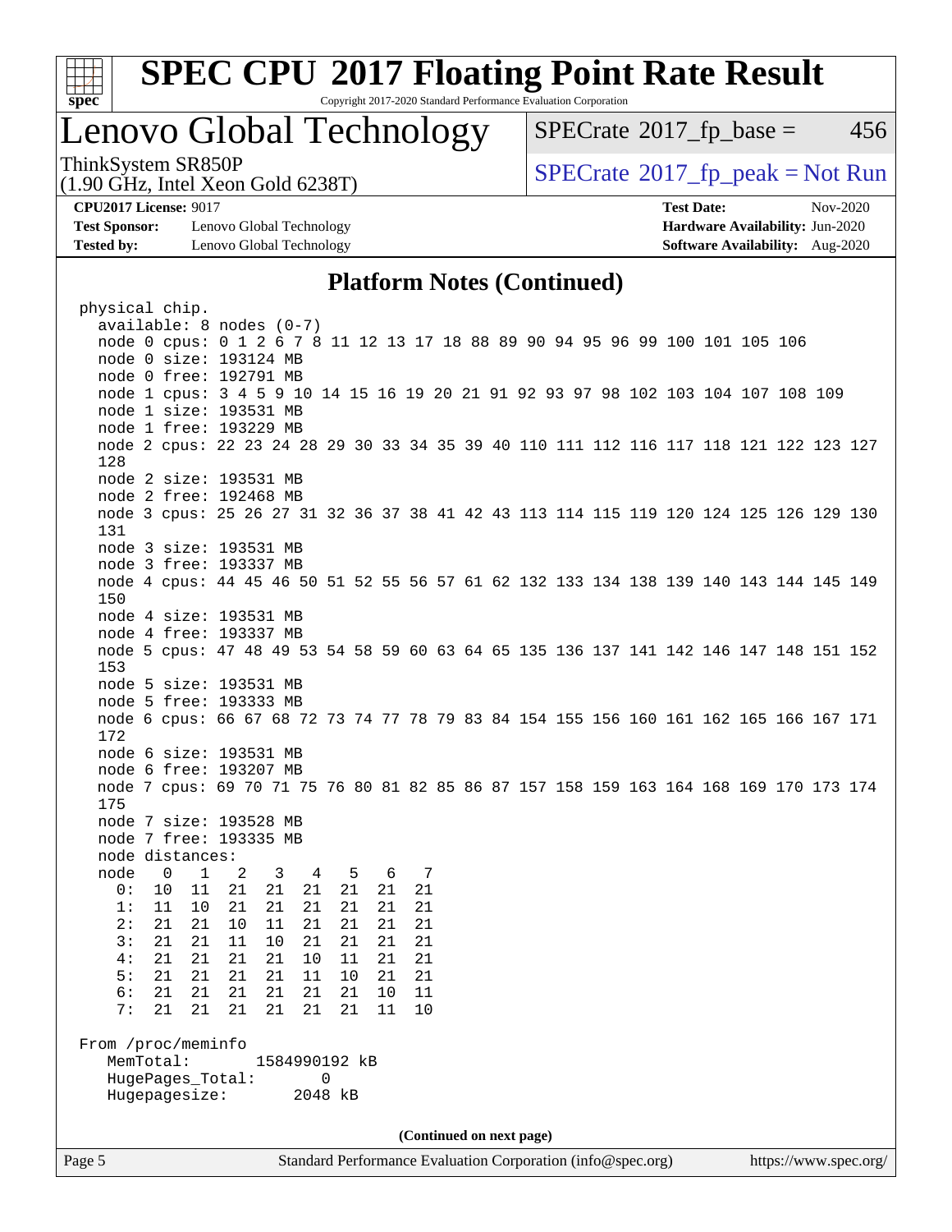## Platform Notes (Continued)

```
physical chip.
  available: 8 nodes (0-7)
  node 0 cpus: 0 1 2 6 7 8 11 12 13 17 18 88 89 90 94 95 96 99 100 101 105 106
  node 0 size: 193124 MB
  node 0 free: 192791 MB
  node 1 cpus: 3 4 5 9 10 14 15 16 19 20 21 91 92 93 97 98 102 103 104 107 108 109
  node 1 size: 193531 MB
  node 1 free: 193229 MB
  node 2 cpus: 22 23 24 28 29 30 33 34 35 39 40 110 111 112 116 117 118 121 122 123 127
  128
  node 2 size: 193531 MB
  node 2 free: 192468 MB
  node 3 cpus: 25 26 27 31 32 36 37 38 41 42 43 113 114 115 119 120 124 125 126 129 130
  131
  node 3 size: 193531 MB
  node 3 free: 193337 MB
  node 4 cpus: 44 45 46 50 51 52 55 56 57 61 62 132 133 134 138 139 140 143 144 145 149
  150
  node 4 size: 193531 MB
  node 4 free: 193337 MB
  node 5 cpus: 47 48 49 53 54 58 59 60 63 64 65 135 136 137 141 142 146 147 148 151 152
  153
  node 5 size: 193531 MB
  node 5 free: 193333 MB
  node 6 cpus: 66 67 68 72 73 74 77 78 79 83 84 154 155 156 160 161 162 165 166 167 171
  172
  node 6 size: 193531 MB
  node 6 free: 193207 MB
  node 7 cpus: 69 70 71 75 76 80 81 82 85 86 87 157 158 159 163 164 168 169 170 173 174
  175
  node 7 size: 193528 MB
  node 7 free: 193335 MB
  node distances:
  node   0   1   2   3   4   5   6   7
    0:  10  11  21  21  21  21  21  21
    1:  11  10  21  21  21  21  21  21
    2:  21  21  10  11  21  21  21  21
    3:  21  21  11  10  21  21  21  21
    4:  21  21  21  21  10  11  21  21
    5:  21  21  21  21  11  10  21  21
    6:  21  21  21  21  21  21  10  11
    7:  21  21  21  21  21  21  11  10

From /proc/meminfo
   MemTotal:       1584990192 kB
   HugePages_Total:       0
   Hugepagesize:       2048 kB
```

**(Continued on next page)**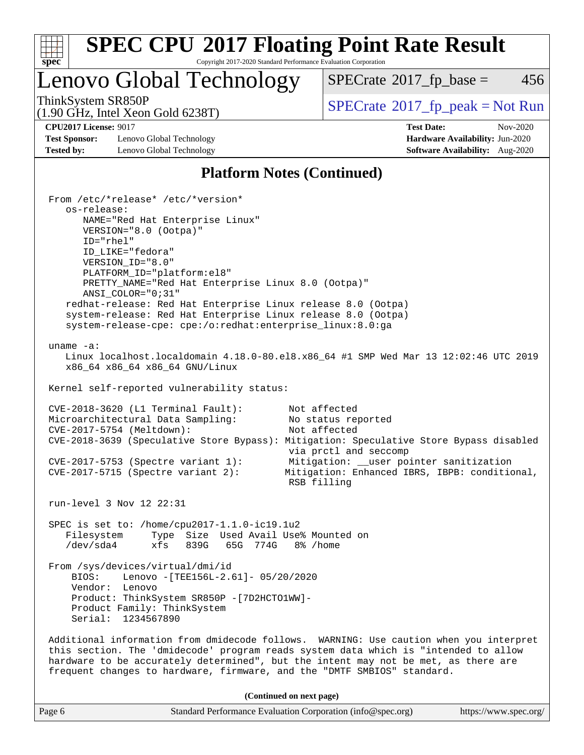## Platform Notes (Continued)

```
From /etc/*release* /etc/*version*
   os-release:
      NAME="Red Hat Enterprise Linux"
      VERSION="8.0 (Ootpa)"
      ID="rhel"
      ID_LIKE="fedora"
      VERSION_ID="8.0"
      PLATFORM_ID="platform:el8"
      PRETTY_NAME="Red Hat Enterprise Linux 8.0 (Ootpa)"
      ANSI_COLOR="0;31"
   redhat-release: Red Hat Enterprise Linux release 8.0 (Ootpa)
   system-release: Red Hat Enterprise Linux release 8.0 (Ootpa)
   system-release-cpe: cpe:/o:redhat:enterprise_linux:8.0:ga

uname -a:
   Linux localhost.localdomain 4.18.0-80.el8.x86_64 #1 SMP Wed Mar 13 12:02:46 UTC 2019
   x86_64 x86_64 x86_64 GNU/Linux

Kernel self-reported vulnerability status:

CVE-2018-3620 (L1 Terminal Fault):        Not affected
Microarchitectural Data Sampling:         No status reported
CVE-2017-5754 (Meltdown):                 Not affected
CVE-2018-3639 (Speculative Store Bypass): Mitigation: Speculative Store Bypass disabled
                                           via prctl and seccomp
CVE-2017-5753 (Spectre variant 1):        Mitigation: __user pointer sanitization
CVE-2017-5715 (Spectre variant 2):        Mitigation: Enhanced IBRS, IBPB: conditional,
                                           RSB filling

run-level 3 Nov 12 22:31

SPEC is set to: /home/cpu2017-1.1.0-ic19.1u2
   Filesystem     Type  Size  Used Avail Use% Mounted on
   /dev/sda4      xfs   839G   65G  774G   8% /home

From /sys/devices/virtual/dmi/id
    BIOS:    Lenovo -[TEE156L-2.61]- 05/20/2020
    Vendor:  Lenovo
    Product: ThinkSystem SR850P -[7D2HCTO1WW]-
    Product Family: ThinkSystem
    Serial:  1234567890

Additional information from dmidecode follows.  WARNING: Use caution when you interpret
this section. The 'dmidecode' program reads system data which is "intended to allow
hardware to be accurately determined", but the intent may not be met, as there are
frequent changes to hardware, firmware, and the "DMTF SMBIOS" standard.
```

(Continued on next page)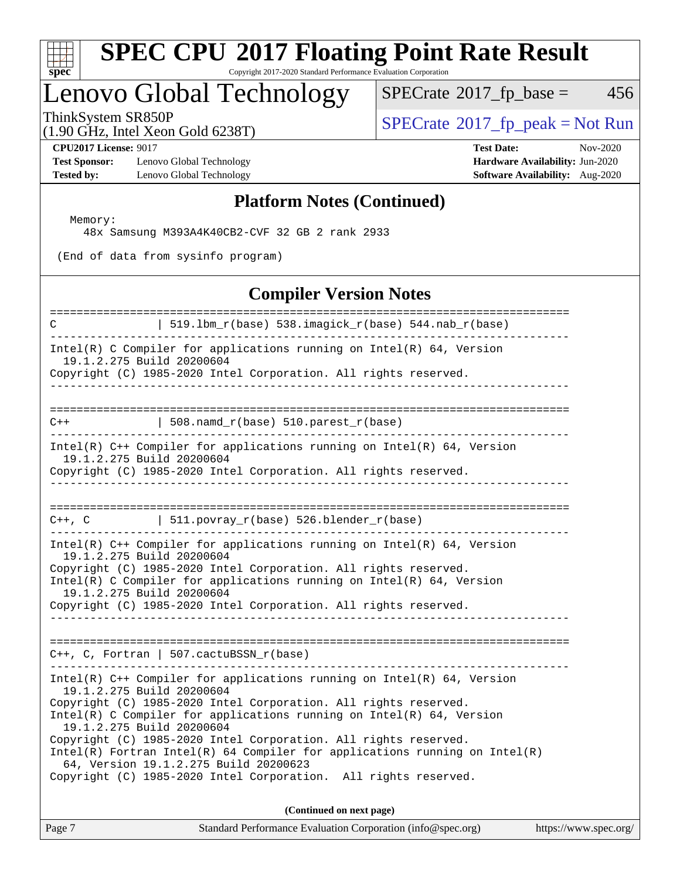## Platform Notes (Continued)

```
  Memory:
    48x Samsung M393A4K40CB2-CVF 32 GB 2 rank 2933

 (End of data from sysinfo program)
```

## Compiler Version Notes

```
==============================================================================
C               | 519.lbm_r(base) 538.imagick_r(base) 544.nab_r(base)
------------------------------------------------------------------------------
Intel(R) C Compiler for applications running on Intel(R) 64, Version
  19.1.2.275 Build 20200604
Copyright (C) 1985-2020 Intel Corporation. All rights reserved.
------------------------------------------------------------------------------

==============================================================================
C++             | 508.namd_r(base) 510.parest_r(base)
------------------------------------------------------------------------------
Intel(R) C++ Compiler for applications running on Intel(R) 64, Version
  19.1.2.275 Build 20200604
Copyright (C) 1985-2020 Intel Corporation. All rights reserved.
------------------------------------------------------------------------------

==============================================================================
C++, C          | 511.povray_r(base) 526.blender_r(base)
------------------------------------------------------------------------------
Intel(R) C++ Compiler for applications running on Intel(R) 64, Version
  19.1.2.275 Build 20200604
Copyright (C) 1985-2020 Intel Corporation. All rights reserved.
Intel(R) C Compiler for applications running on Intel(R) 64, Version
  19.1.2.275 Build 20200604
Copyright (C) 1985-2020 Intel Corporation. All rights reserved.
------------------------------------------------------------------------------

==============================================================================
C++, C, Fortran | 507.cactuBSSN_r(base)
------------------------------------------------------------------------------
Intel(R) C++ Compiler for applications running on Intel(R) 64, Version
  19.1.2.275 Build 20200604
Copyright (C) 1985-2020 Intel Corporation. All rights reserved.
Intel(R) C Compiler for applications running on Intel(R) 64, Version
  19.1.2.275 Build 20200604
Copyright (C) 1985-2020 Intel Corporation. All rights reserved.
Intel(R) Fortran Intel(R) 64 Compiler for applications running on Intel(R)
  64, Version 19.1.2.275 Build 20200623
Copyright (C) 1985-2020 Intel Corporation.  All rights reserved.
```

**(Continued on next page)**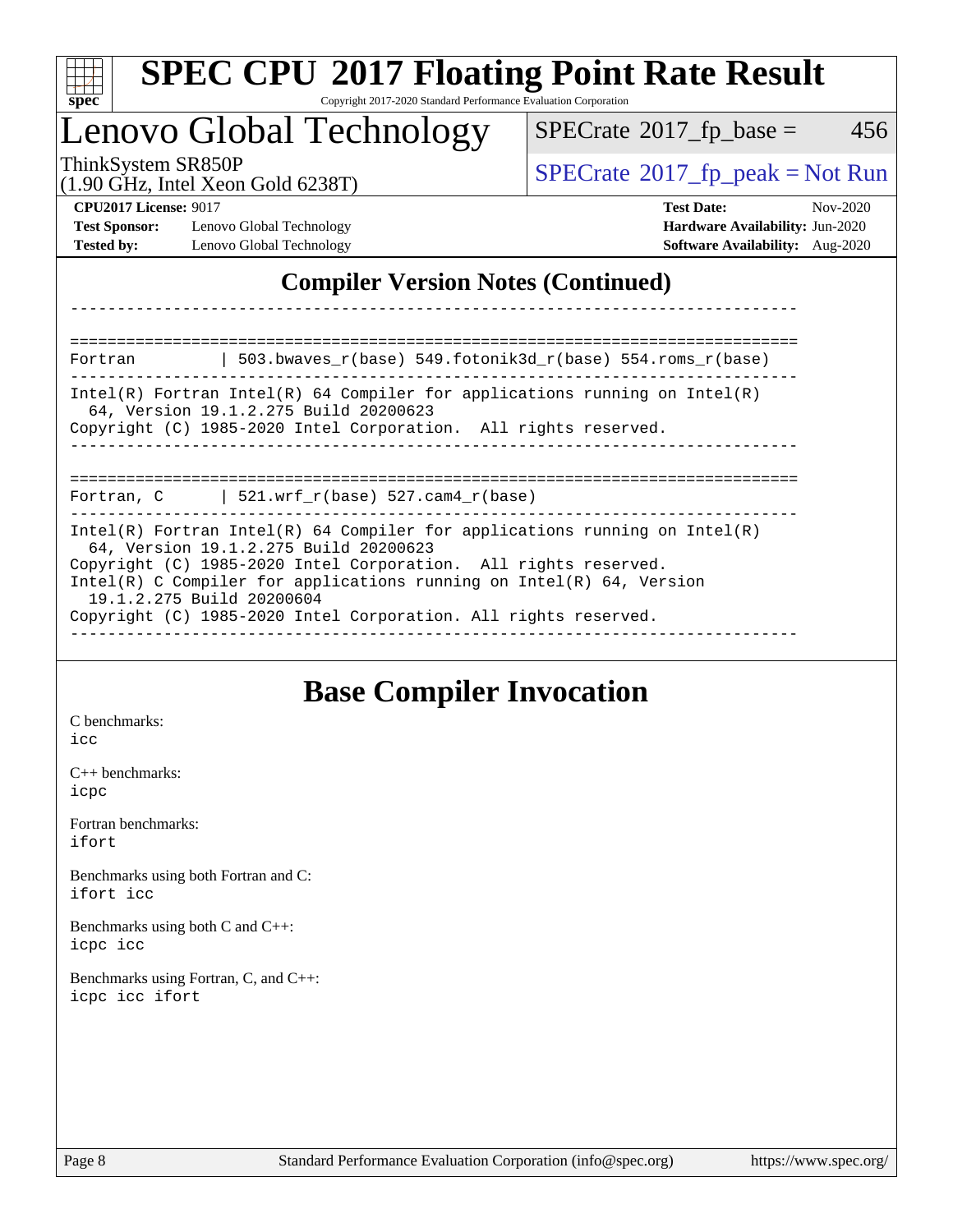# SPEC CPU 2017 Floating Point Rate Result

Copyright 2017-2020 Standard Performance Evaluation Corporation

## Lenovo Global Technology

ThinkSystem SR850P
(1.90 GHz, Intel Xeon Gold 6238T)

SPECrate 2017_fp_base = 456

SPECrate 2017_fp_peak = Not Run

**CPU2017 License:** 9017
**Test Sponsor:** Lenovo Global Technology
**Tested by:** Lenovo Global Technology

**Test Date:** Nov-2020
**Hardware Availability:** Jun-2020
**Software Availability:** Aug-2020

## Compiler Version Notes (Continued)

```
==============================================================================
Fortran         | 503.bwaves_r(base) 549.fotonik3d_r(base) 554.roms_r(base)
------------------------------------------------------------------------------
Intel(R) Fortran Intel(R) 64 Compiler for applications running on Intel(R)
  64, Version 19.1.2.275 Build 20200623
Copyright (C) 1985-2020 Intel Corporation.  All rights reserved.
------------------------------------------------------------------------------

==============================================================================
Fortran, C      | 521.wrf_r(base) 527.cam4_r(base)
------------------------------------------------------------------------------
Intel(R) Fortran Intel(R) 64 Compiler for applications running on Intel(R)
  64, Version 19.1.2.275 Build 20200623
Copyright (C) 1985-2020 Intel Corporation.  All rights reserved.
Intel(R) C Compiler for applications running on Intel(R) 64, Version
  19.1.2.275 Build 20200604
Copyright (C) 1985-2020 Intel Corporation. All rights reserved.
------------------------------------------------------------------------------
```

## Base Compiler Invocation

C benchmarks:
icc

C++ benchmarks:
icpc

Fortran benchmarks:
ifort

Benchmarks using both Fortran and C:
ifort icc

Benchmarks using both C and C++:
icpc icc

Benchmarks using Fortran, C, and C++:
icpc icc ifort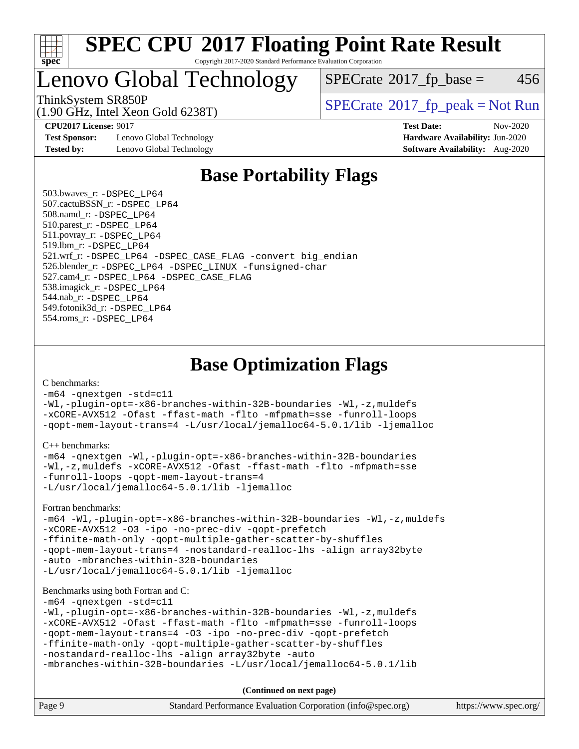# SPEC CPU 2017 Floating Point Rate Result

Copyright 2017-2020 Standard Performance Evaluation Corporation

## Lenovo Global Technology

ThinkSystem SR850P
(1.90 GHz, Intel Xeon Gold 6238T)

SPECrate 2017_fp_base = 456

SPECrate 2017_fp_peak = Not Run

**CPU2017 License:** 9017
**Test Sponsor:** Lenovo Global Technology
**Tested by:** Lenovo Global Technology

**Test Date:** Nov-2020
**Hardware Availability:** Jun-2020
**Software Availability:** Aug-2020

## Base Portability Flags

503.bwaves_r: `-DSPEC_LP64`
507.cactuBSSN_r: `-DSPEC_LP64`
508.namd_r: `-DSPEC_LP64`
510.parest_r: `-DSPEC_LP64`
511.povray_r: `-DSPEC_LP64`
519.lbm_r: `-DSPEC_LP64`
521.wrf_r: `-DSPEC_LP64 -DSPEC_CASE_FLAG -convert big_endian`
526.blender_r: `-DSPEC_LP64 -DSPEC_LINUX -funsigned-char`
527.cam4_r: `-DSPEC_LP64 -DSPEC_CASE_FLAG`
538.imagick_r: `-DSPEC_LP64`
544.nab_r: `-DSPEC_LP64`
549.fotonik3d_r: `-DSPEC_LP64`
554.roms_r: `-DSPEC_LP64`

## Base Optimization Flags

C benchmarks:

```
-m64 -qnextgen -std=c11
-Wl,-plugin-opt=-x86-branches-within-32B-boundaries -Wl,-z,muldefs
-xCORE-AVX512 -Ofast -ffast-math -flto -mfpmath=sse -funroll-loops
-qopt-mem-layout-trans=4 -L/usr/local/jemalloc64-5.0.1/lib -ljemalloc
```

C++ benchmarks:

```
-m64 -qnextgen -Wl,-plugin-opt=-x86-branches-within-32B-boundaries
-Wl,-z,muldefs -xCORE-AVX512 -Ofast -ffast-math -flto -mfpmath=sse
-funroll-loops -qopt-mem-layout-trans=4
-L/usr/local/jemalloc64-5.0.1/lib -ljemalloc
```

Fortran benchmarks:

```
-m64 -Wl,-plugin-opt=-x86-branches-within-32B-boundaries -Wl,-z,muldefs
-xCORE-AVX512 -O3 -ipo -no-prec-div -qopt-prefetch
-ffinite-math-only -qopt-multiple-gather-scatter-by-shuffles
-qopt-mem-layout-trans=4 -nostandard-realloc-lhs -align array32byte
-auto -mbranches-within-32B-boundaries
-L/usr/local/jemalloc64-5.0.1/lib -ljemalloc
```

Benchmarks using both Fortran and C:

```
-m64 -qnextgen -std=c11
-Wl,-plugin-opt=-x86-branches-within-32B-boundaries -Wl,-z,muldefs
-xCORE-AVX512 -Ofast -ffast-math -flto -mfpmath=sse -funroll-loops
-qopt-mem-layout-trans=4 -O3 -ipo -no-prec-div -qopt-prefetch
-ffinite-math-only -qopt-multiple-gather-scatter-by-shuffles
-nostandard-realloc-lhs -align array32byte -auto
-mbranches-within-32B-boundaries -L/usr/local/jemalloc64-5.0.1/lib
```

**(Continued on next page)**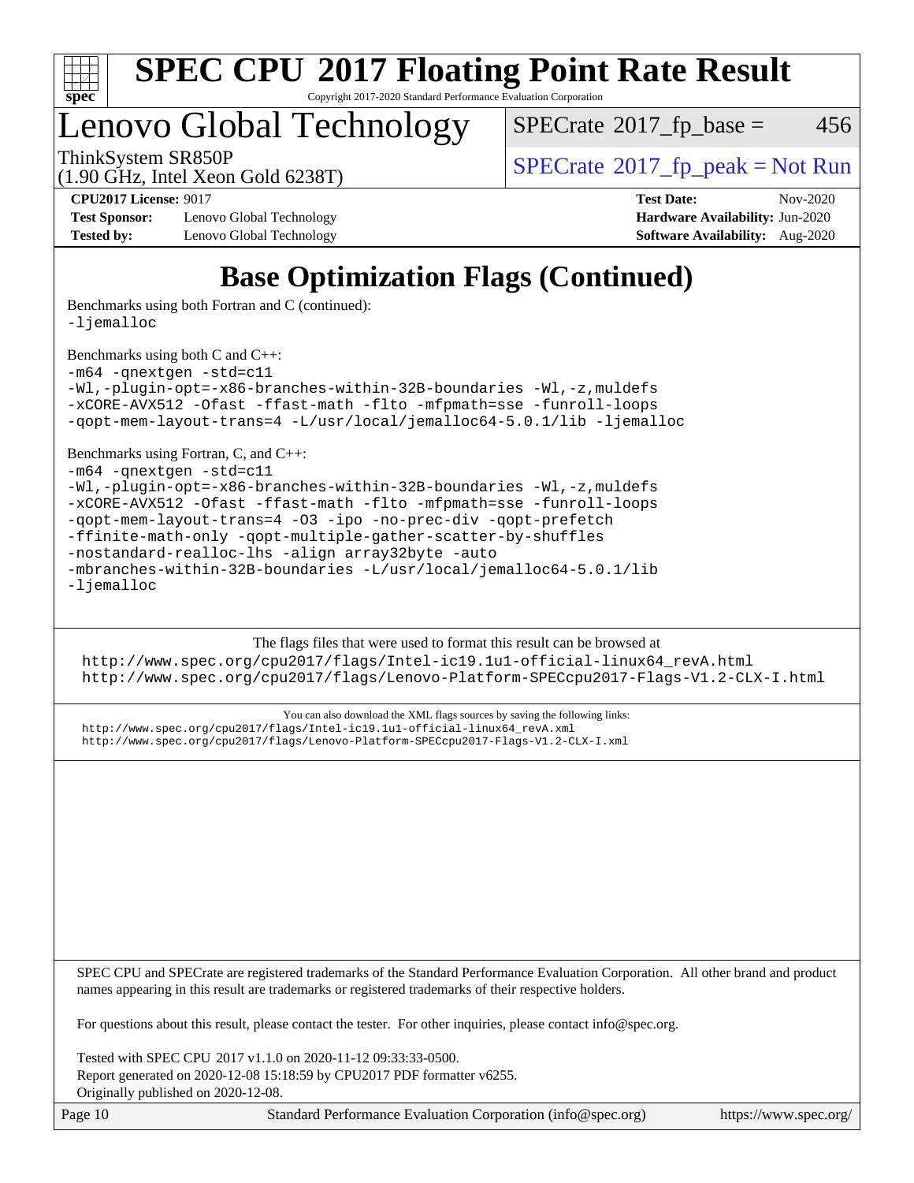# Base Optimization Flags (Continued)

Benchmarks using both Fortran and C (continued):
-ljemalloc

Benchmarks using both C and C++:
-m64 -qnextgen -std=c11
-Wl,-plugin-opt=-x86-branches-within-32B-boundaries -Wl,-z,muldefs
-xCORE-AVX512 -Ofast -ffast-math -flto -mfpmath=sse -funroll-loops
-qopt-mem-layout-trans=4 -L/usr/local/jemalloc64-5.0.1/lib -ljemalloc

Benchmarks using Fortran, C, and C++:
-m64 -qnextgen -std=c11
-Wl,-plugin-opt=-x86-branches-within-32B-boundaries -Wl,-z,muldefs
-xCORE-AVX512 -Ofast -ffast-math -flto -mfpmath=sse -funroll-loops
-qopt-mem-layout-trans=4 -O3 -ipo -no-prec-div -qopt-prefetch
-ffinite-math-only -qopt-multiple-gather-scatter-by-shuffles
-nostandard-realloc-lhs -align array32byte -auto
-mbranches-within-32B-boundaries -L/usr/local/jemalloc64-5.0.1/lib
-ljemalloc

The flags files that were used to format this result can be browsed at
http://www.spec.org/cpu2017/flags/Intel-ic19.1u1-official-linux64_revA.html
http://www.spec.org/cpu2017/flags/Lenovo-Platform-SPECcpu2017-Flags-V1.2-CLX-I.html

You can also download the XML flags sources by saving the following links:
http://www.spec.org/cpu2017/flags/Intel-ic19.1u1-official-linux64_revA.xml
http://www.spec.org/cpu2017/flags/Lenovo-Platform-SPECcpu2017-Flags-V1.2-CLX-I.xml

SPEC CPU and SPECrate are registered trademarks of the Standard Performance Evaluation Corporation. All other brand and product names appearing in this result are trademarks or registered trademarks of their respective holders.

For questions about this result, please contact the tester. For other inquiries, please contact info@spec.org.

Tested with SPEC CPU 2017 v1.1.0 on 2020-11-12 09:33:33-0500.
Report generated on 2020-12-08 15:18:59 by CPU2017 PDF formatter v6255.
Originally published on 2020-12-08.